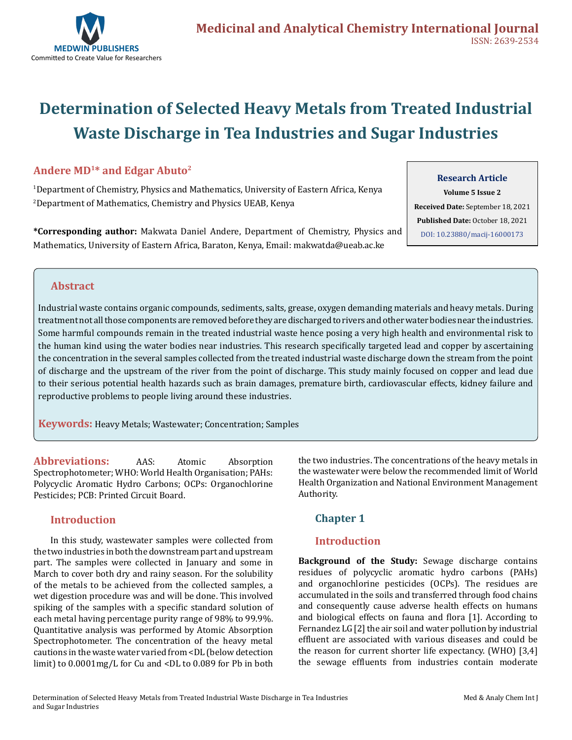# Determination of Selected Heavy Metals from Treated Industrial Waste Discharge in Tea Industries and Sugar Industries

**Andere MD[1]* and Edgar Abuto[2]**

[1]Department of Chemistry, Physics and Mathematics, University of Eastern Africa, Kenya

[2]Department of Mathematics, Chemistry and Physics UEAB, Kenya

**\*Corresponding author:** Makwata Daniel Andere, Department of Chemistry, Physics and Mathematics, University of Eastern Africa, Baraton, Kenya, Email: makwatda@ueab.ac.ke

**Research Article**

**Volume 5 Issue 2**

**Received Date:** September 18, 2021

**Published Date:** October 18, 2021

DOI: 10.23880/macij-16000173

## Abstract

Industrial waste contains organic compounds, sediments, salts, grease, oxygen demanding materials and heavy metals. During treatment not all those components are removed before they are discharged to rivers and other water bodies near the industries. Some harmful compounds remain in the treated industrial waste hence posing a very high health and environmental risk to the human kind using the water bodies near industries. This research specifically targeted lead and copper by ascertaining the concentration in the several samples collected from the treated industrial waste discharge down the stream from the point of discharge and the upstream of the river from the point of discharge. This study mainly focused on copper and lead due to their serious potential health hazards such as brain damages, premature birth, cardiovascular effects, kidney failure and reproductive problems to people living around these industries.

**Keywords:** Heavy Metals; Wastewater; Concentration; Samples

**Abbreviations:** AAS: Atomic Absorption Spectrophotometer; WHO: World Health Organisation; PAHs: Polycyclic Aromatic Hydro Carbons; OCPs: Organochlorine Pesticides; PCB: Printed Circuit Board.

## Introduction

In this study, wastewater samples were collected from the two industries in both the downstream part and upstream part. The samples were collected in January and some in March to cover both dry and rainy season. For the solubility of the metals to be achieved from the collected samples, a wet digestion procedure was and will be done. This involved spiking of the samples with a specific standard solution of each metal having percentage purity range of 98% to 99.9%. Quantitative analysis was performed by Atomic Absorption Spectrophotometer. The concentration of the heavy metal cautions in the waste water varied from <DL (below detection limit) to 0.0001mg/L for Cu and <DL to 0.089 for Pb in both the two industries. The concentrations of the heavy metals in the wastewater were below the recommended limit of World Health Organization and National Environment Management Authority.

## Chapter 1

## Introduction

**Background of the Study:** Sewage discharge contains residues of polycyclic aromatic hydro carbons (PAHs) and organochlorine pesticides (OCPs). The residues are accumulated in the soils and transferred through food chains and consequently cause adverse health effects on humans and biological effects on fauna and flora [1]. According to Fernandez LG [2] the air soil and water pollution by industrial effluent are associated with various diseases and could be the reason for current shorter life expectancy. (WHO) [3,4] the sewage effluents from industries contain moderate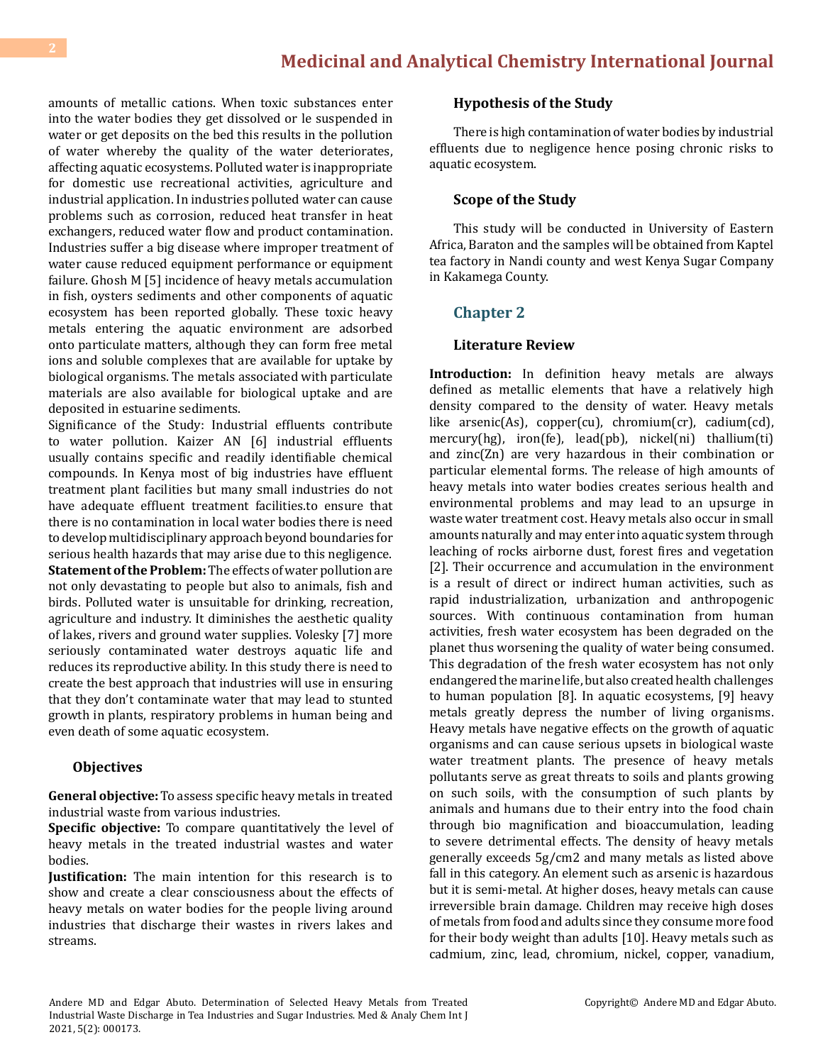amounts of metallic cations. When toxic substances enter into the water bodies they get dissolved or le suspended in water or get deposits on the bed this results in the pollution of water whereby the quality of the water deteriorates, affecting aquatic ecosystems. Polluted water is inappropriate for domestic use recreational activities, agriculture and industrial application. In industries polluted water can cause problems such as corrosion, reduced heat transfer in heat exchangers, reduced water flow and product contamination. Industries suffer a big disease where improper treatment of water cause reduced equipment performance or equipment failure. Ghosh M [5] incidence of heavy metals accumulation in fish, oysters sediments and other components of aquatic ecosystem has been reported globally. These toxic heavy metals entering the aquatic environment are adsorbed onto particulate matters, although they can form free metal ions and soluble complexes that are available for uptake by biological organisms. The metals associated with particulate materials are also available for biological uptake and are deposited in estuarine sediments.

Significance of the Study: Industrial effluents contribute to water pollution. Kaizer AN [6] industrial effluents usually contains specific and readily identifiable chemical compounds. In Kenya most of big industries have effluent treatment plant facilities but many small industries do not have adequate effluent treatment facilities.to ensure that there is no contamination in local water bodies there is need to develop multidisciplinary approach beyond boundaries for serious health hazards that may arise due to this negligence.

**Statement of the Problem:** The effects of water pollution are not only devastating to people but also to animals, fish and birds. Polluted water is unsuitable for drinking, recreation, agriculture and industry. It diminishes the aesthetic quality of lakes, rivers and ground water supplies. Volesky [7] more seriously contaminated water destroys aquatic life and reduces its reproductive ability. In this study there is need to create the best approach that industries will use in ensuring that they don't contaminate water that may lead to stunted growth in plants, respiratory problems in human being and even death of some aquatic ecosystem.

### Objectives

**General objective:** To assess specific heavy metals in treated industrial waste from various industries.

**Specific objective:** To compare quantitatively the level of heavy metals in the treated industrial wastes and water bodies.

**Justification:** The main intention for this research is to show and create a clear consciousness about the effects of heavy metals on water bodies for the people living around industries that discharge their wastes in rivers lakes and streams.

### Hypothesis of the Study

There is high contamination of water bodies by industrial effluents due to negligence hence posing chronic risks to aquatic ecosystem.

### Scope of the Study

This study will be conducted in University of Eastern Africa, Baraton and the samples will be obtained from Kaptel tea factory in Nandi county and west Kenya Sugar Company in Kakamega County.

## Chapter 2

### Literature Review

**Introduction:** In definition heavy metals are always defined as metallic elements that have a relatively high density compared to the density of water. Heavy metals like arsenic(As), copper(cu), chromium(cr), cadium(cd), mercury(hg), iron(fe), lead(pb), nickel(ni) thallium(ti) and zinc(Zn) are very hazardous in their combination or particular elemental forms. The release of high amounts of heavy metals into water bodies creates serious health and environmental problems and may lead to an upsurge in waste water treatment cost. Heavy metals also occur in small amounts naturally and may enter into aquatic system through leaching of rocks airborne dust, forest fires and vegetation [2]. Their occurrence and accumulation in the environment is a result of direct or indirect human activities, such as rapid industrialization, urbanization and anthropogenic sources. With continuous contamination from human activities, fresh water ecosystem has been degraded on the planet thus worsening the quality of water being consumed. This degradation of the fresh water ecosystem has not only endangered the marine life, but also created health challenges to human population [8]. In aquatic ecosystems, [9] heavy metals greatly depress the number of living organisms. Heavy metals have negative effects on the growth of aquatic organisms and can cause serious upsets in biological waste water treatment plants. The presence of heavy metals pollutants serve as great threats to soils and plants growing on such soils, with the consumption of such plants by animals and humans due to their entry into the food chain through bio magnification and bioaccumulation, leading to severe detrimental effects. The density of heavy metals generally exceeds $5g/cm2$ and many metals as listed above fall in this category. An element such as arsenic is hazardous but it is semi-metal. At higher doses, heavy metals can cause irreversible brain damage. Children may receive high doses of metals from food and adults since they consume more food for their body weight than adults [10]. Heavy metals such as cadmium, zinc, lead, chromium, nickel, copper, vanadium,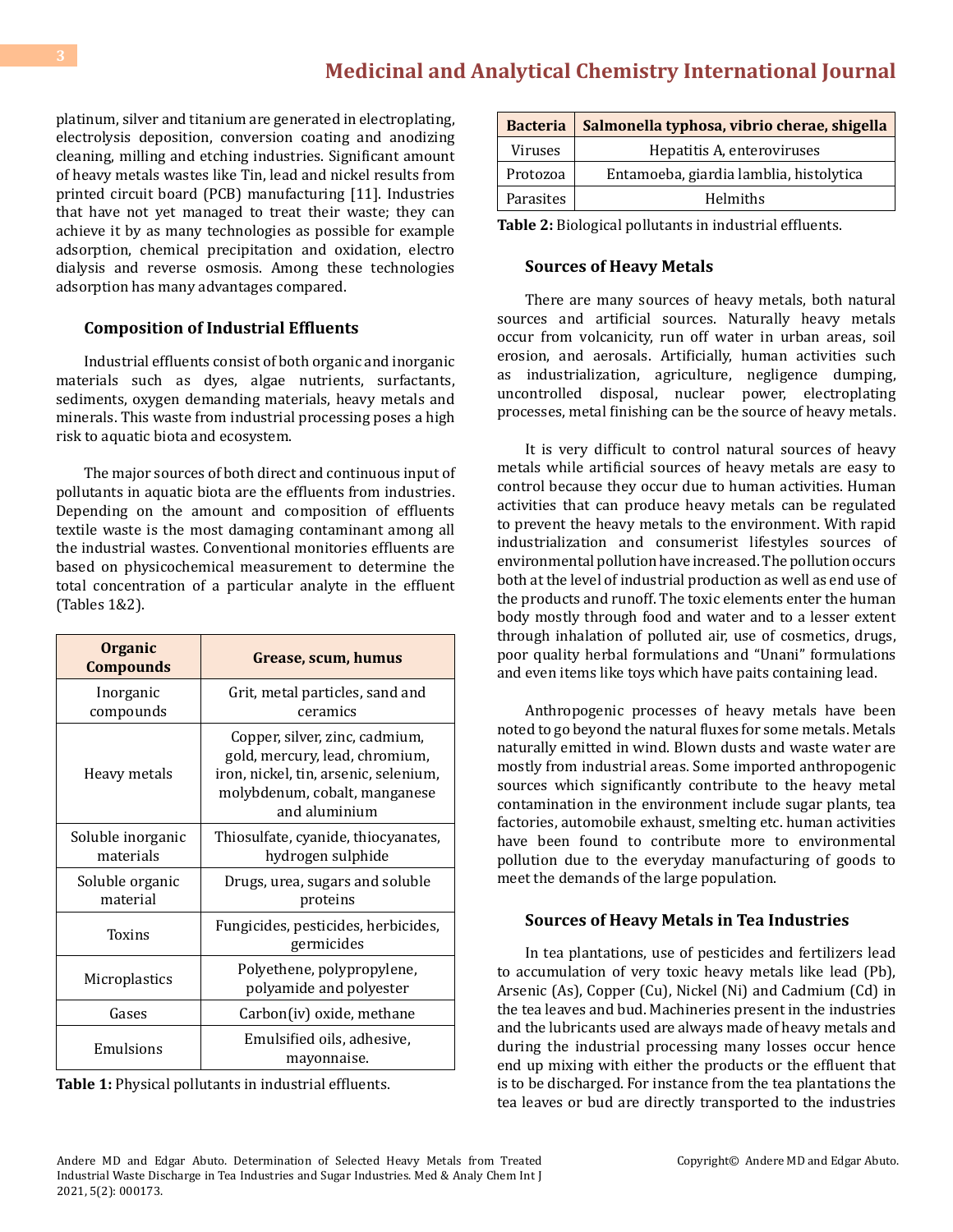platinum, silver and titanium are generated in electroplating, electrolysis deposition, conversion coating and anodizing cleaning, milling and etching industries. Significant amount of heavy metals wastes like Tin, lead and nickel results from printed circuit board (PCB) manufacturing [11]. Industries that have not yet managed to treat their waste; they can achieve it by as many technologies as possible for example adsorption, chemical precipitation and oxidation, electro dialysis and reverse osmosis. Among these technologies adsorption has many advantages compared.

### Composition of Industrial Effluents

Industrial effluents consist of both organic and inorganic materials such as dyes, algae nutrients, surfactants, sediments, oxygen demanding materials, heavy metals and minerals. This waste from industrial processing poses a high risk to aquatic biota and ecosystem.

The major sources of both direct and continuous input of pollutants in aquatic biota are the effluents from industries. Depending on the amount and composition of effluents textile waste is the most damaging contaminant among all the industrial wastes. Conventional monitories effluents are based on physicochemical measurement to determine the total concentration of a particular analyte in the effluent (Tables 1&2).

| Organic Compounds | Grease, scum, humus |
|---|---|
| Inorganic compounds | Grit, metal particles, sand and ceramics |
| Heavy metals | Copper, silver, zinc, cadmium, gold, mercury, lead, chromium, iron, nickel, tin, arsenic, selenium, molybdenum, cobalt, manganese and aluminium |
| Soluble inorganic materials | Thiosulfate, cyanide, thiocyanates, hydrogen sulphide |
| Soluble organic material | Drugs, urea, sugars and soluble proteins |
| Toxins | Fungicides, pesticides, herbicides, germicides |
| Microplastics | Polyethene, polypropylene, polyamide and polyester |
| Gases | Carbon(iv) oxide, methane |
| Emulsions | Emulsified oils, adhesive, mayonnaise. |

**Table 1:** Physical pollutants in industrial effluents.

| Bacteria | Salmonella typhosa, vibrio cherae, shigella |
|---|---|
| Viruses | Hepatitis A, enteroviruses |
| Protozoa | Entamoeba, giardia lamblia, histolytica |
| Parasites | Helmiths |

**Table 2:** Biological pollutants in industrial effluents.

### Sources of Heavy Metals

There are many sources of heavy metals, both natural sources and artificial sources. Naturally heavy metals occur from volcanicity, run off water in urban areas, soil erosion, and aerosals. Artificially, human activities such as industrialization, agriculture, negligence dumping, uncontrolled disposal, nuclear power, electroplating processes, metal finishing can be the source of heavy metals.

It is very difficult to control natural sources of heavy metals while artificial sources of heavy metals are easy to control because they occur due to human activities. Human activities that can produce heavy metals can be regulated to prevent the heavy metals to the environment. With rapid industrialization and consumerist lifestyles sources of environmental pollution have increased. The pollution occurs both at the level of industrial production as well as end use of the products and runoff. The toxic elements enter the human body mostly through food and water and to a lesser extent through inhalation of polluted air, use of cosmetics, drugs, poor quality herbal formulations and "Unani" formulations and even items like toys which have paits containing lead.

Anthropogenic processes of heavy metals have been noted to go beyond the natural fluxes for some metals. Metals naturally emitted in wind. Blown dusts and waste water are mostly from industrial areas. Some imported anthropogenic sources which significantly contribute to the heavy metal contamination in the environment include sugar plants, tea factories, automobile exhaust, smelting etc. human activities have been found to contribute more to environmental pollution due to the everyday manufacturing of goods to meet the demands of the large population.

### Sources of Heavy Metals in Tea Industries

In tea plantations, use of pesticides and fertilizers lead to accumulation of very toxic heavy metals like lead (Pb), Arsenic (As), Copper (Cu), Nickel (Ni) and Cadmium (Cd) in the tea leaves and bud. Machineries present in the industries and the lubricants used are always made of heavy metals and during the industrial processing many losses occur hence end up mixing with either the products or the effluent that is to be discharged. For instance from the tea plantations the tea leaves or bud are directly transported to the industries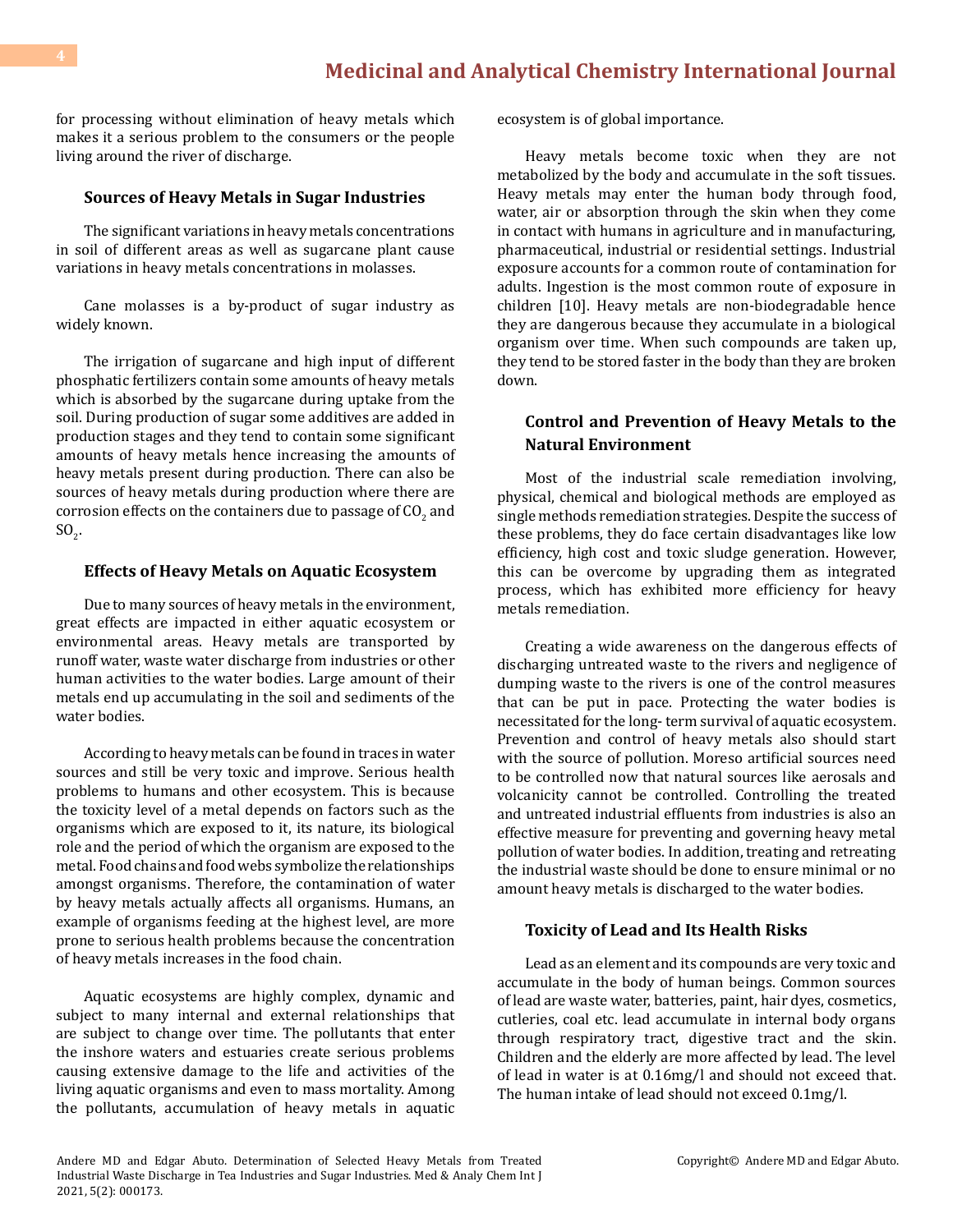for processing without elimination of heavy metals which makes it a serious problem to the consumers or the people living around the river of discharge.

### Sources of Heavy Metals in Sugar Industries

The significant variations in heavy metals concentrations in soil of different areas as well as sugarcane plant cause variations in heavy metals concentrations in molasses.

Cane molasses is a by-product of sugar industry as widely known.

The irrigation of sugarcane and high input of different phosphatic fertilizers contain some amounts of heavy metals which is absorbed by the sugarcane during uptake from the soil. During production of sugar some additives are added in production stages and they tend to contain some significant amounts of heavy metals hence increasing the amounts of heavy metals present during production. There can also be sources of heavy metals during production where there are corrosion effects on the containers due to passage of $CO_2$ and $SO_2$.

### Effects of Heavy Metals on Aquatic Ecosystem

Due to many sources of heavy metals in the environment, great effects are impacted in either aquatic ecosystem or environmental areas. Heavy metals are transported by runoff water, waste water discharge from industries or other human activities to the water bodies. Large amount of their metals end up accumulating in the soil and sediments of the water bodies.

According to heavy metals can be found in traces in water sources and still be very toxic and improve. Serious health problems to humans and other ecosystem. This is because the toxicity level of a metal depends on factors such as the organisms which are exposed to it, its nature, its biological role and the period of which the organism are exposed to the metal. Food chains and food webs symbolize the relationships amongst organisms. Therefore, the contamination of water by heavy metals actually affects all organisms. Humans, an example of organisms feeding at the highest level, are more prone to serious health problems because the concentration of heavy metals increases in the food chain.

Aquatic ecosystems are highly complex, dynamic and subject to many internal and external relationships that are subject to change over time. The pollutants that enter the inshore waters and estuaries create serious problems causing extensive damage to the life and activities of the living aquatic organisms and even to mass mortality. Among the pollutants, accumulation of heavy metals in aquatic ecosystem is of global importance.

Heavy metals become toxic when they are not metabolized by the body and accumulate in the soft tissues. Heavy metals may enter the human body through food, water, air or absorption through the skin when they come in contact with humans in agriculture and in manufacturing, pharmaceutical, industrial or residential settings. Industrial exposure accounts for a common route of contamination for adults. Ingestion is the most common route of exposure in children [10]. Heavy metals are non-biodegradable hence they are dangerous because they accumulate in a biological organism over time. When such compounds are taken up, they tend to be stored faster in the body than they are broken down.

### Control and Prevention of Heavy Metals to the Natural Environment

Most of the industrial scale remediation involving, physical, chemical and biological methods are employed as single methods remediation strategies. Despite the success of these problems, they do face certain disadvantages like low efficiency, high cost and toxic sludge generation. However, this can be overcome by upgrading them as integrated process, which has exhibited more efficiency for heavy metals remediation.

Creating a wide awareness on the dangerous effects of discharging untreated waste to the rivers and negligence of dumping waste to the rivers is one of the control measures that can be put in pace. Protecting the water bodies is necessitated for the long- term survival of aquatic ecosystem. Prevention and control of heavy metals also should start with the source of pollution. Moreso artificial sources need to be controlled now that natural sources like aerosals and volcanicity cannot be controlled. Controlling the treated and untreated industrial effluents from industries is also an effective measure for preventing and governing heavy metal pollution of water bodies. In addition, treating and retreating the industrial waste should be done to ensure minimal or no amount heavy metals is discharged to the water bodies.

### Toxicity of Lead and Its Health Risks

Lead as an element and its compounds are very toxic and accumulate in the body of human beings. Common sources of lead are waste water, batteries, paint, hair dyes, cosmetics, cutleries, coal etc. lead accumulate in internal body organs through respiratory tract, digestive tract and the skin. Children and the elderly are more affected by lead. The level of lead in water is at 0.16mg/l and should not exceed that. The human intake of lead should not exceed 0.1mg/l.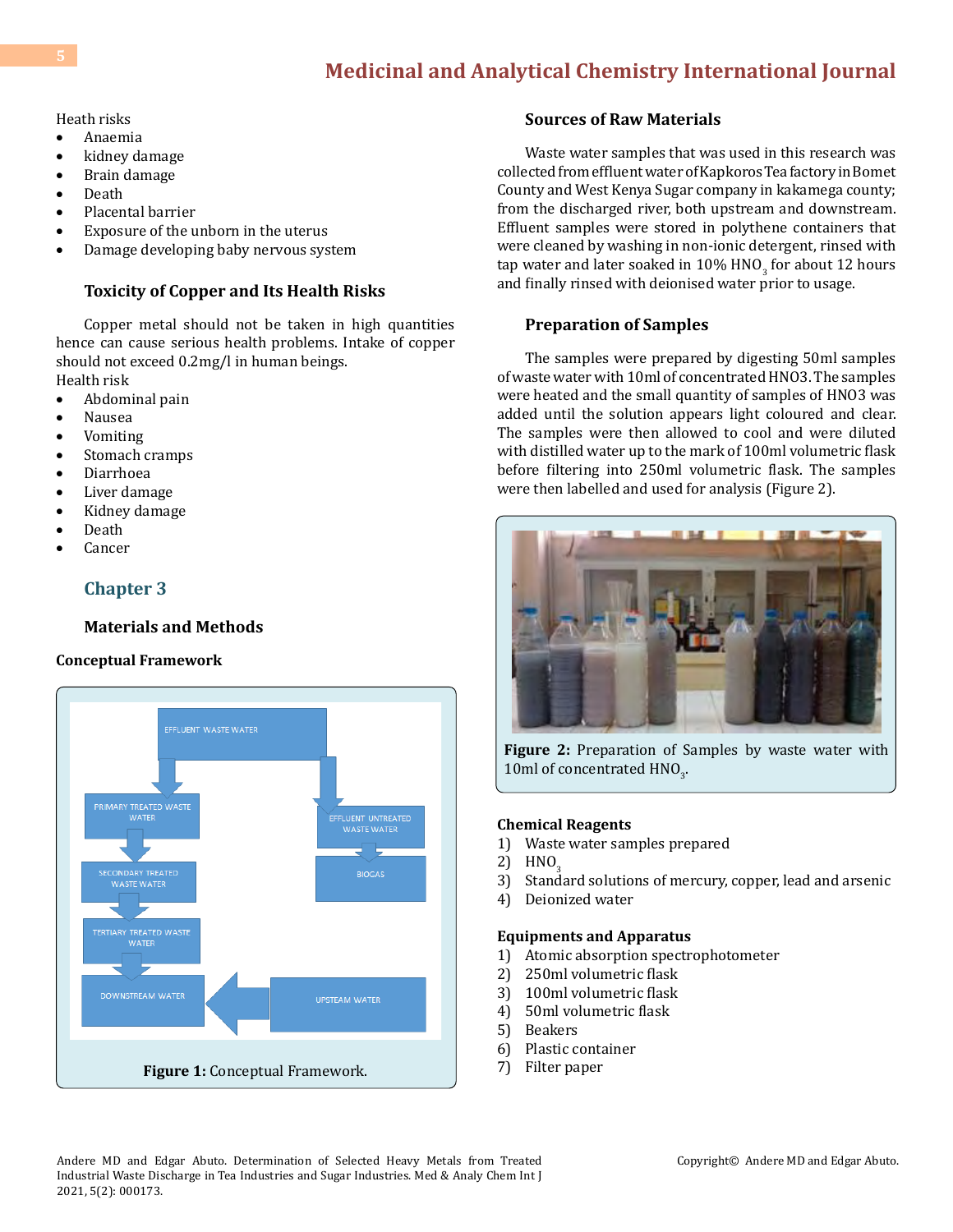Heath risks

- Anaemia
- kidney damage
- Brain damage
- Death
- Placental barrier
- Exposure of the unborn in the uterus
- Damage developing baby nervous system

### Toxicity of Copper and Its Health Risks

Copper metal should not be taken in high quantities hence can cause serious health problems. Intake of copper should not exceed 0.2mg/l in human beings.

Health risk

- Abdominal pain
- Nausea
- Vomiting
- Stomach cramps
- Diarrhoea
- Liver damage
- Kidney damage
- Death
- Cancer

## Chapter 3

### Materials and Methods

**Conceptual Framework**

EFFLUENT WASTE WATER → PRIMARY TREATED WASTE WATER → SECONDARY TREATED WASTE WATER → TERTIARY TREATED WASTE WATER → DOWNSTREAM WATER

EFFLUENT WASTE WATER → EFFLUENT UNTREATED WASTE WATER → BIOGAS

UPSTEAM WATER → DOWNSTREAM WATER

**Figure 1:** Conceptual Framework.

### Sources of Raw Materials

Waste water samples that was used in this research was collected from effluent water of Kapkoros Tea factory in Bomet County and West Kenya Sugar company in kakamega county; from the discharged river, both upstream and downstream. Effluent samples were stored in polythene containers that were cleaned by washing in non-ionic detergent, rinsed with tap water and later soaked in 10% $HNO_3$ for about 12 hours and finally rinsed with deionised water prior to usage.

### Preparation of Samples

The samples were prepared by digesting 50ml samples of waste water with 10ml of concentrated HNO3. The samples were heated and the small quantity of samples of HNO3 was added until the solution appears light coloured and clear. The samples were then allowed to cool and were diluted with distilled water up to the mark of 100ml volumetric flask before filtering into 250ml volumetric flask. The samples were then labelled and used for analysis (Figure 2).

**Figure 2:** Preparation of Samples by waste water with 10ml of concentrated $HNO_3$.

**Chemical Reagents**

1) Waste water samples prepared
2) $HNO_3$
3) Standard solutions of mercury, copper, lead and arsenic
4) Deionized water

**Equipments and Apparatus**

1) Atomic absorption spectrophotometer
2) 250ml volumetric flask
3) 100ml volumetric flask
4) 50ml volumetric flask
5) Beakers
6) Plastic container
7) Filter paper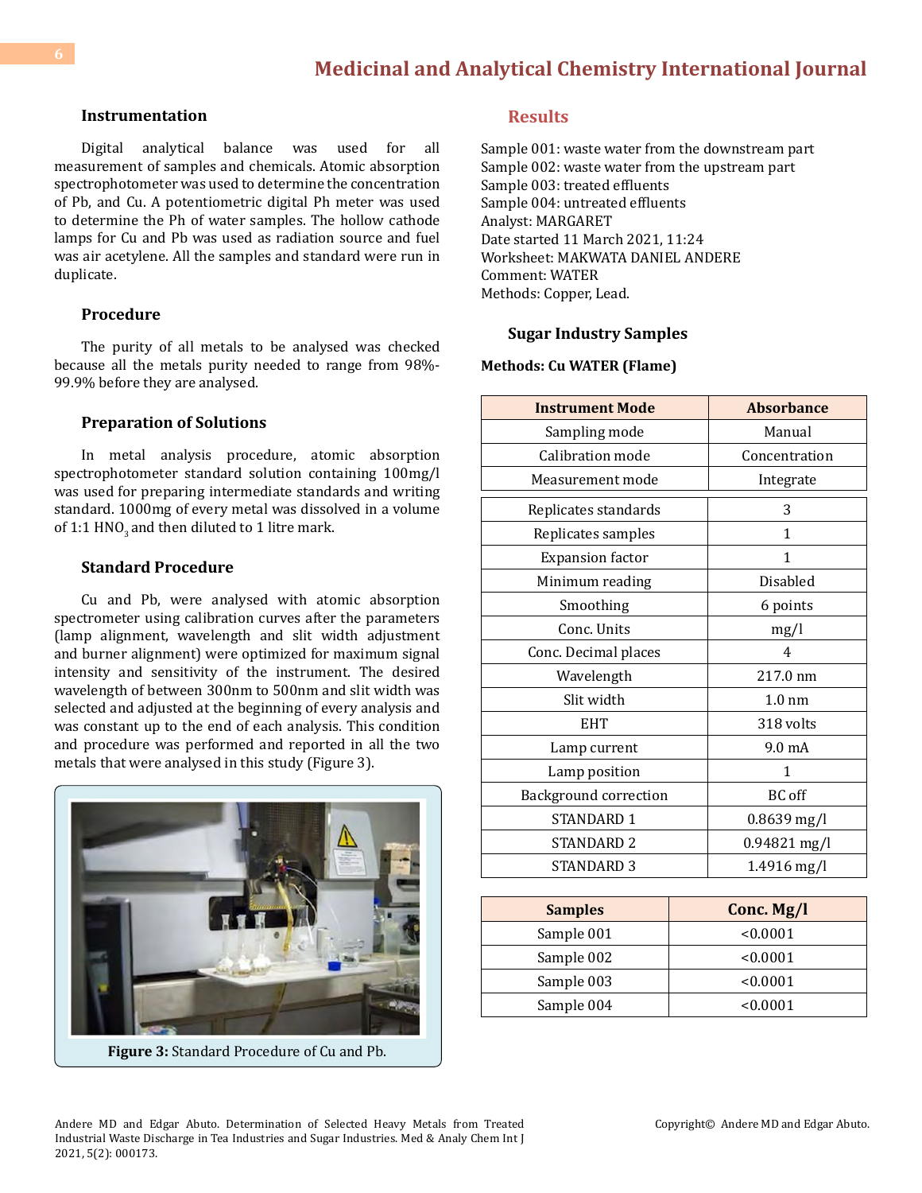### Instrumentation

Digital analytical balance was used for all measurement of samples and chemicals. Atomic absorption spectrophotometer was used to determine the concentration of Pb, and Cu. A potentiometric digital Ph meter was used to determine the Ph of water samples. The hollow cathode lamps for Cu and Pb was used as radiation source and fuel was air acetylene. All the samples and standard were run in duplicate.

### Procedure

The purity of all metals to be analysed was checked because all the metals purity needed to range from 98%-99.9% before they are analysed.

### Preparation of Solutions

In metal analysis procedure, atomic absorption spectrophotometer standard solution containing 100mg/l was used for preparing intermediate standards and writing standard. 1000mg of every metal was dissolved in a volume of 1:1 $HNO_3$ and then diluted to 1 litre mark.

### Standard Procedure

Cu and Pb, were analysed with atomic absorption spectrometer using calibration curves after the parameters (lamp alignment, wavelength and slit width adjustment and burner alignment) were optimized for maximum signal intensity and sensitivity of the instrument. The desired wavelength of between 300nm to 500nm and slit width was selected and adjusted at the beginning of every analysis and was constant up to the end of each analysis. This condition and procedure was performed and reported in all the two metals that were analysed in this study (Figure 3).

**Figure 3:** Standard Procedure of Cu and Pb.

## Results

Sample 001: waste water from the downstream part
Sample 002: waste water from the upstream part
Sample 003: treated effluents
Sample 004: untreated effluents
Analyst: MARGARET
Date started 11 March 2021, 11:24
Worksheet: MAKWATA DANIEL ANDERE
Comment: WATER
Methods: Copper, Lead.

### Sugar Industry Samples

**Methods: Cu WATER (Flame)**

| Instrument Mode | Absorbance |
|---|---|
| Sampling mode | Manual |
| Calibration mode | Concentration |
| Measurement mode | Integrate |
| Replicates standards | 3 |
| Replicates samples | 1 |
| Expansion factor | 1 |
| Minimum reading | Disabled |
| Smoothing | 6 points |
| Conc. Units | mg/l |
| Conc. Decimal places | 4 |
| Wavelength | 217.0 nm |
| Slit width | 1.0 nm |
| EHT | 318 volts |
| Lamp current | 9.0 mA |
| Lamp position | 1 |
| Background correction | BC off |
| STANDARD 1 | 0.8639 mg/l |
| STANDARD 2 | 0.94821 mg/l |
| STANDARD 3 | 1.4916 mg/l |

| Samples | Conc. Mg/l |
|---|---|
| Sample 001 | <0.0001 |
| Sample 002 | <0.0001 |
| Sample 003 | <0.0001 |
| Sample 004 | <0.0001 |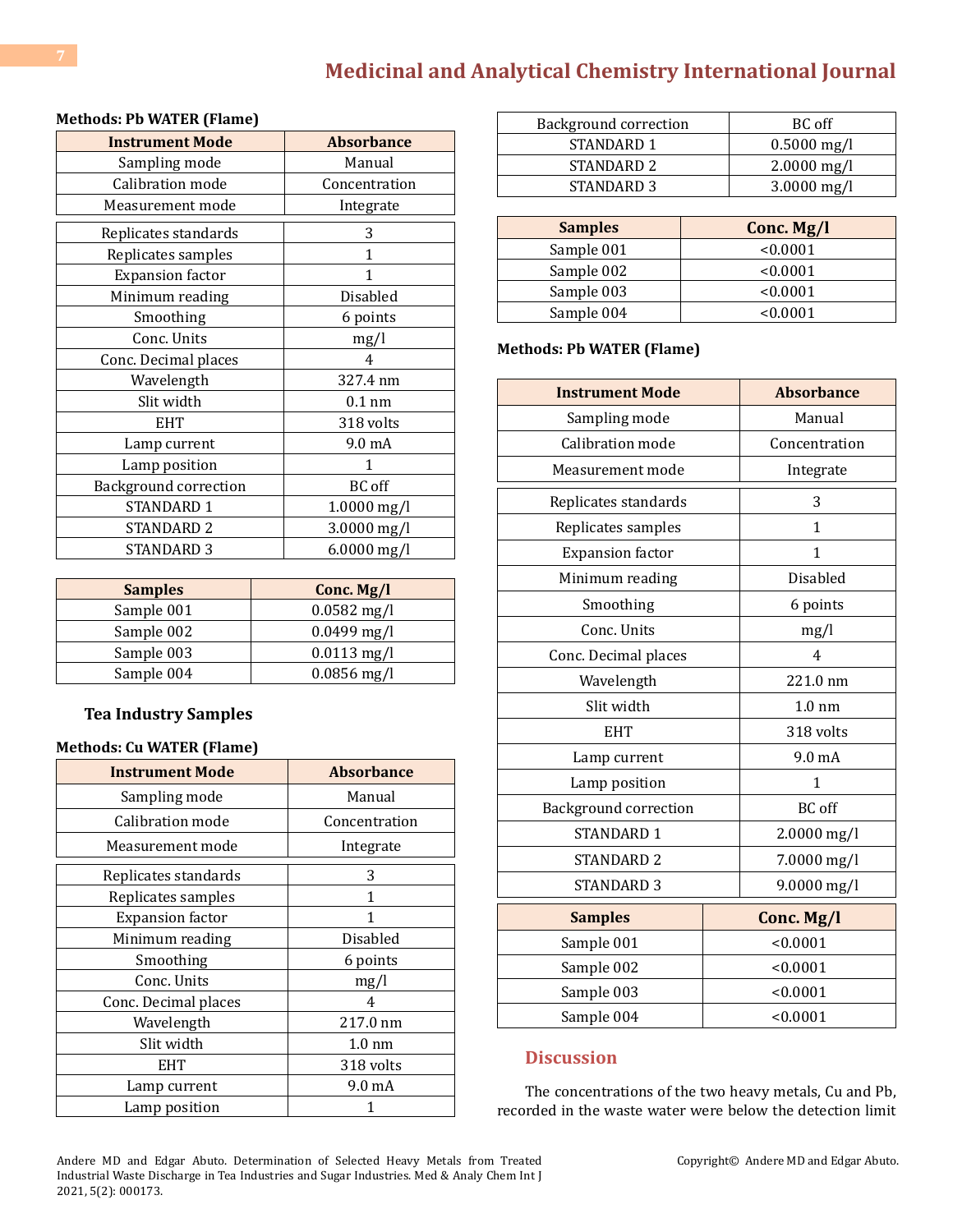**Methods: Pb WATER (Flame)**

| Instrument Mode | Absorbance |
|---|---|
| Sampling mode | Manual |
| Calibration mode | Concentration |
| Measurement mode | Integrate |

| | |
|---|---|
| Replicates standards | 3 |
| Replicates samples | 1 |
| Expansion factor | 1 |
| Minimum reading | Disabled |
| Smoothing | 6 points |
| Conc. Units | mg/l |
| Conc. Decimal places | 4 |
| Wavelength | 327.4 nm |
| Slit width | 0.1 nm |
| EHT | 318 volts |
| Lamp current | 9.0 mA |
| Lamp position | 1 |
| Background correction | BC off |
| STANDARD 1 | 1.0000 mg/l |
| STANDARD 2 | 3.0000 mg/l |
| STANDARD 3 | 6.0000 mg/l |

| Samples | Conc. Mg/l |
|---|---|
| Sample 001 | 0.0582 mg/l |
| Sample 002 | 0.0499 mg/l |
| Sample 003 | 0.0113 mg/l |
| Sample 004 | 0.0856 mg/l |

### Tea Industry Samples

**Methods: Cu WATER (Flame)**

| Instrument Mode | Absorbance |
|---|---|
| Sampling mode | Manual |
| Calibration mode | Concentration |
| Measurement mode | Integrate |

| | |
|---|---|
| Replicates standards | 3 |
| Replicates samples | 1 |
| Expansion factor | 1 |
| Minimum reading | Disabled |
| Smoothing | 6 points |
| Conc. Units | mg/l |
| Conc. Decimal places | 4 |
| Wavelength | 217.0 nm |
| Slit width | 1.0 nm |
| EHT | 318 volts |
| Lamp current | 9.0 mA |
| Lamp position | 1 |
| Background correction | BC off |
| STANDARD 1 | 0.5000 mg/l |
| STANDARD 2 | 2.0000 mg/l |
| STANDARD 3 | 3.0000 mg/l |

| Samples | Conc. Mg/l |
|---|---|
| Sample 001 | <0.0001 |
| Sample 002 | <0.0001 |
| Sample 003 | <0.0001 |
| Sample 004 | <0.0001 |

**Methods: Pb WATER (Flame)**

| Instrument Mode | Absorbance |
|---|---|
| Sampling mode | Manual |
| Calibration mode | Concentration |
| Measurement mode | Integrate |

| | |
|---|---|
| Replicates standards | 3 |
| Replicates samples | 1 |
| Expansion factor | 1 |
| Minimum reading | Disabled |
| Smoothing | 6 points |
| Conc. Units | mg/l |
| Conc. Decimal places | 4 |
| Wavelength | 221.0 nm |
| Slit width | 1.0 nm |
| EHT | 318 volts |
| Lamp current | 9.0 mA |
| Lamp position | 1 |
| Background correction | BC off |
| STANDARD 1 | 2.0000 mg/l |
| STANDARD 2 | 7.0000 mg/l |
| STANDARD 3 | 9.0000 mg/l |

| Samples | Conc. Mg/l |
|---|---|
| Sample 001 | <0.0001 |
| Sample 002 | <0.0001 |
| Sample 003 | <0.0001 |
| Sample 004 | <0.0001 |

## Discussion

The concentrations of the two heavy metals, Cu and Pb, recorded in the waste water were below the detection limit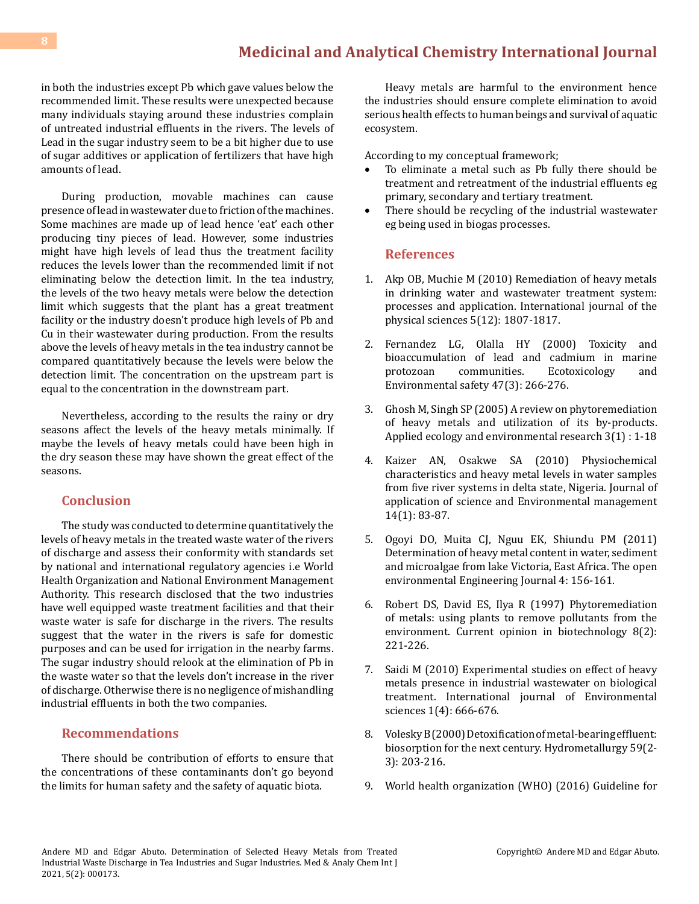in both the industries except Pb which gave values below the recommended limit. These results were unexpected because many individuals staying around these industries complain of untreated industrial effluents in the rivers. The levels of Lead in the sugar industry seem to be a bit higher due to use of sugar additives or application of fertilizers that have high amounts of lead.

During production, movable machines can cause presence of lead in wastewater due to friction of the machines. Some machines are made up of lead hence 'eat' each other producing tiny pieces of lead. However, some industries might have high levels of lead thus the treatment facility reduces the levels lower than the recommended limit if not eliminating below the detection limit. In the tea industry, the levels of the two heavy metals were below the detection limit which suggests that the plant has a great treatment facility or the industry doesn't produce high levels of Pb and Cu in their wastewater during production. From the results above the levels of heavy metals in the tea industry cannot be compared quantitatively because the levels were below the detection limit. The concentration on the upstream part is equal to the concentration in the downstream part.

Nevertheless, according to the results the rainy or dry seasons affect the levels of the heavy metals minimally. If maybe the levels of heavy metals could have been high in the dry season these may have shown the great effect of the seasons.

## Conclusion

The study was conducted to determine quantitatively the levels of heavy metals in the treated waste water of the rivers of discharge and assess their conformity with standards set by national and international regulatory agencies i.e World Health Organization and National Environment Management Authority. This research disclosed that the two industries have well equipped waste treatment facilities and that their waste water is safe for discharge in the rivers. The results suggest that the water in the rivers is safe for domestic purposes and can be used for irrigation in the nearby farms. The sugar industry should relook at the elimination of Pb in the waste water so that the levels don't increase in the river of discharge. Otherwise there is no negligence of mishandling industrial effluents in both the two companies.

## Recommendations

There should be contribution of efforts to ensure that the concentrations of these contaminants don't go beyond the limits for human safety and the safety of aquatic biota.

Heavy metals are harmful to the environment hence the industries should ensure complete elimination to avoid serious health effects to human beings and survival of aquatic ecosystem.

According to my conceptual framework;

- To eliminate a metal such as Pb fully there should be treatment and retreatment of the industrial effluents eg primary, secondary and tertiary treatment.
- There should be recycling of the industrial wastewater eg being used in biogas processes.

## References

1. Akp OB, Muchie M (2010) Remediation of heavy metals in drinking water and wastewater treatment system: processes and application. International journal of the physical sciences 5(12): 1807-1817.
2. Fernandez LG, Olalla HY (2000) Toxicity and bioaccumulation of lead and cadmium in marine protozoan communities. Ecotoxicology and Environmental safety 47(3): 266-276.
3. Ghosh M, Singh SP (2005) A review on phytoremediation of heavy metals and utilization of its by-products. Applied ecology and environmental research 3(1) : 1-18
4. Kaizer AN, Osakwe SA (2010) Physiochemical characteristics and heavy metal levels in water samples from five river systems in delta state, Nigeria. Journal of application of science and Environmental management 14(1): 83-87.
5. Ogoyi DO, Muita CJ, Nguu EK, Shiundu PM (2011) Determination of heavy metal content in water, sediment and microalgae from lake Victoria, East Africa. The open environmental Engineering Journal 4: 156-161.
6. Robert DS, David ES, Ilya R (1997) Phytoremediation of metals: using plants to remove pollutants from the environment. Current opinion in biotechnology 8(2): 221-226.
7. Saidi M (2010) Experimental studies on effect of heavy metals presence in industrial wastewater on biological treatment. International journal of Environmental sciences 1(4): 666-676.
8. Volesky B (2000) Detoxification of metal-bearing effluent: biosorption for the next century. Hydrometallurgy 59(2-3): 203-216.
9. World health organization (WHO) (2016) Guideline for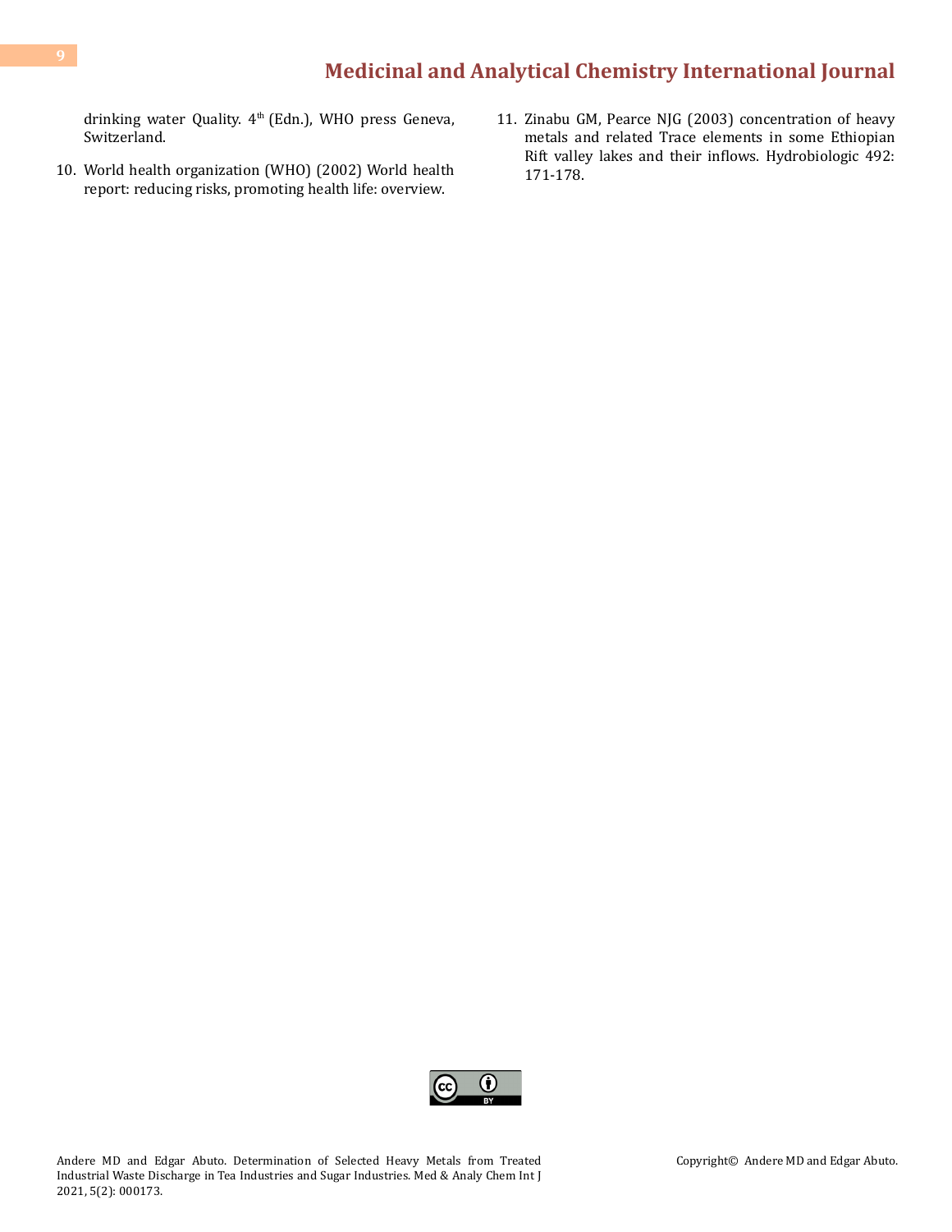drinking water Quality. 4th (Edn.), WHO press Geneva, Switzerland.

10. World health organization (WHO) (2002) World health report: reducing risks, promoting health life: overview.

11. Zinabu GM, Pearce NJG (2003) concentration of heavy metals and related Trace elements in some Ethiopian Rift valley lakes and their inflows. Hydrobiologic 492: 171-178.